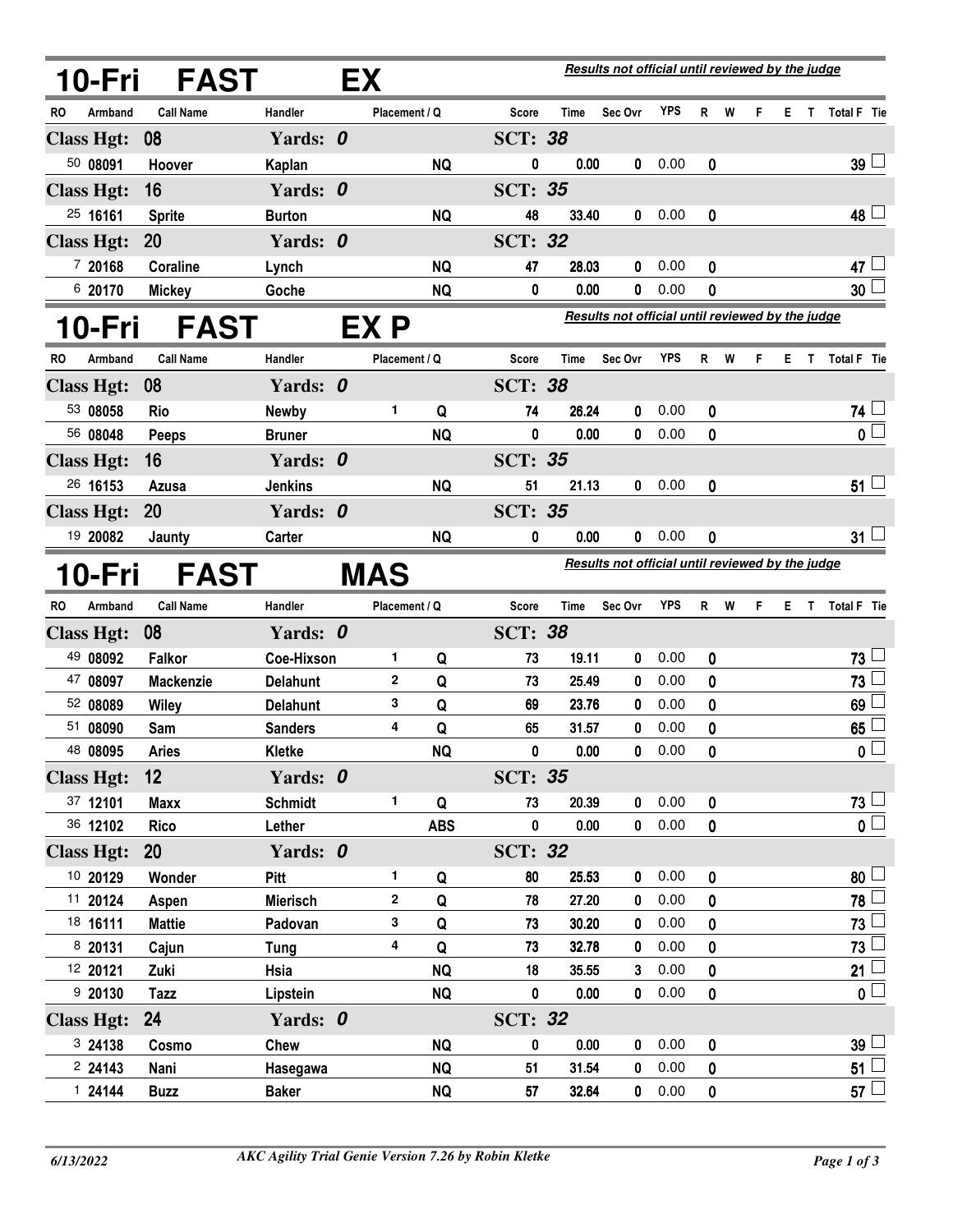## 10-Fri FAST EX

*Results not official until reviewed by the judge*

| RO | Armband | Call Name | Handler | Placement | Q | Score | Time | Sec Ovr | YPS | R | W | F | E | T | Total F | Tie |
|---|---|---|---|---|---|---|---|---|---|---|---|---|---|---|---|---|
| **Class Hgt: 08** | | | **Yards: 0** | | | **SCT: 38** | | | | | | | | | | |
| 50 | 08091 | Hoover | Kaplan | | NQ | 0 | 0.00 | 0 | 0.00 | 0 | | | | | 39 | ☐ |
| **Class Hgt: 16** | | | **Yards: 0** | | | **SCT: 35** | | | | | | | | | | |
| 25 | 16161 | Sprite | Burton | | NQ | 48 | 33.40 | 0 | 0.00 | 0 | | | | | 48 | ☐ |
| **Class Hgt: 20** | | | **Yards: 0** | | | **SCT: 32** | | | | | | | | | | |
| 7 | 20168 | Coraline | Lynch | | NQ | 47 | 28.03 | 0 | 0.00 | 0 | | | | | 47 | ☐ |
| 6 | 20170 | Mickey | Goche | | NQ | 0 | 0.00 | 0 | 0.00 | 0 | | | | | 30 | ☐ |

## 10-Fri FAST EX P

*Results not official until reviewed by the judge*

| RO | Armband | Call Name | Handler | Placement | Q | Score | Time | Sec Ovr | YPS | R | W | F | E | T | Total F | Tie |
|---|---|---|---|---|---|---|---|---|---|---|---|---|---|---|---|---|
| **Class Hgt: 08** | | | **Yards: 0** | | | **SCT: 38** | | | | | | | | | | |
| 53 | 08058 | Rio | Newby | 1 | Q | 74 | 26.24 | 0 | 0.00 | 0 | | | | | 74 | ☐ |
| 56 | 08048 | Peeps | Bruner | | NQ | 0 | 0.00 | 0 | 0.00 | 0 | | | | | 0 | ☐ |
| **Class Hgt: 16** | | | **Yards: 0** | | | **SCT: 35** | | | | | | | | | | |
| 26 | 16153 | Azusa | Jenkins | | NQ | 51 | 21.13 | 0 | 0.00 | 0 | | | | | 51 | ☐ |
| **Class Hgt: 20** | | | **Yards: 0** | | | **SCT: 35** | | | | | | | | | | |
| 19 | 20082 | Jaunty | Carter | | NQ | 0 | 0.00 | 0 | 0.00 | 0 | | | | | 31 | ☐ |

## 10-Fri FAST MAS

*Results not official until reviewed by the judge*

| RO | Armband | Call Name | Handler | Placement | Q | Score | Time | Sec Ovr | YPS | R | W | F | E | T | Total F | Tie |
|---|---|---|---|---|---|---|---|---|---|---|---|---|---|---|---|---|
| **Class Hgt: 08** | | | **Yards: 0** | | | **SCT: 38** | | | | | | | | | | |
| 49 | 08092 | Falkor | Coe-Hixson | 1 | Q | 73 | 19.11 | 0 | 0.00 | 0 | | | | | 73 | ☐ |
| 47 | 08097 | Mackenzie | Delahunt | 2 | Q | 73 | 25.49 | 0 | 0.00 | 0 | | | | | 73 | ☐ |
| 52 | 08089 | Wiley | Delahunt | 3 | Q | 69 | 23.76 | 0 | 0.00 | 0 | | | | | 69 | ☐ |
| 51 | 08090 | Sam | Sanders | 4 | Q | 65 | 31.57 | 0 | 0.00 | 0 | | | | | 65 | ☐ |
| 48 | 08095 | Aries | Kletke | | NQ | 0 | 0.00 | 0 | 0.00 | 0 | | | | | 0 | ☐ |
| **Class Hgt: 12** | | | **Yards: 0** | | | **SCT: 35** | | | | | | | | | | |
| 37 | 12101 | Maxx | Schmidt | 1 | Q | 73 | 20.39 | 0 | 0.00 | 0 | | | | | 73 | ☐ |
| 36 | 12102 | Rico | Lether | | ABS | 0 | 0.00 | 0 | 0.00 | 0 | | | | | 0 | ☐ |
| **Class Hgt: 20** | | | **Yards: 0** | | | **SCT: 32** | | | | | | | | | | |
| 10 | 20129 | Wonder | Pitt | 1 | Q | 80 | 25.53 | 0 | 0.00 | 0 | | | | | 80 | ☐ |
| 11 | 20124 | Aspen | Mierisch | 2 | Q | 78 | 27.20 | 0 | 0.00 | 0 | | | | | 78 | ☐ |
| 18 | 16111 | Mattie | Padovan | 3 | Q | 73 | 30.20 | 0 | 0.00 | 0 | | | | | 73 | ☐ |
| 8 | 20131 | Cajun | Tung | 4 | Q | 73 | 32.78 | 0 | 0.00 | 0 | | | | | 73 | ☐ |
| 12 | 20121 | Zuki | Hsia | | NQ | 18 | 35.55 | 3 | 0.00 | 0 | | | | | 21 | ☐ |
| 9 | 20130 | Tazz | Lipstein | | NQ | 0 | 0.00 | 0 | 0.00 | 0 | | | | | 0 | ☐ |
| **Class Hgt: 24** | | | **Yards: 0** | | | **SCT: 32** | | | | | | | | | | |
| 3 | 24138 | Cosmo | Chew | | NQ | 0 | 0.00 | 0 | 0.00 | 0 | | | | | 39 | ☐ |
| 2 | 24143 | Nani | Hasegawa | | NQ | 51 | 31.54 | 0 | 0.00 | 0 | | | | | 51 | ☐ |
| 1 | 24144 | Buzz | Baker | | NQ | 57 | 32.64 | 0 | 0.00 | 0 | | | | | 57 | ☐ |

*6/13/2022* *AKC Agility Trial Genie Version 7.26 by Robin Kletke*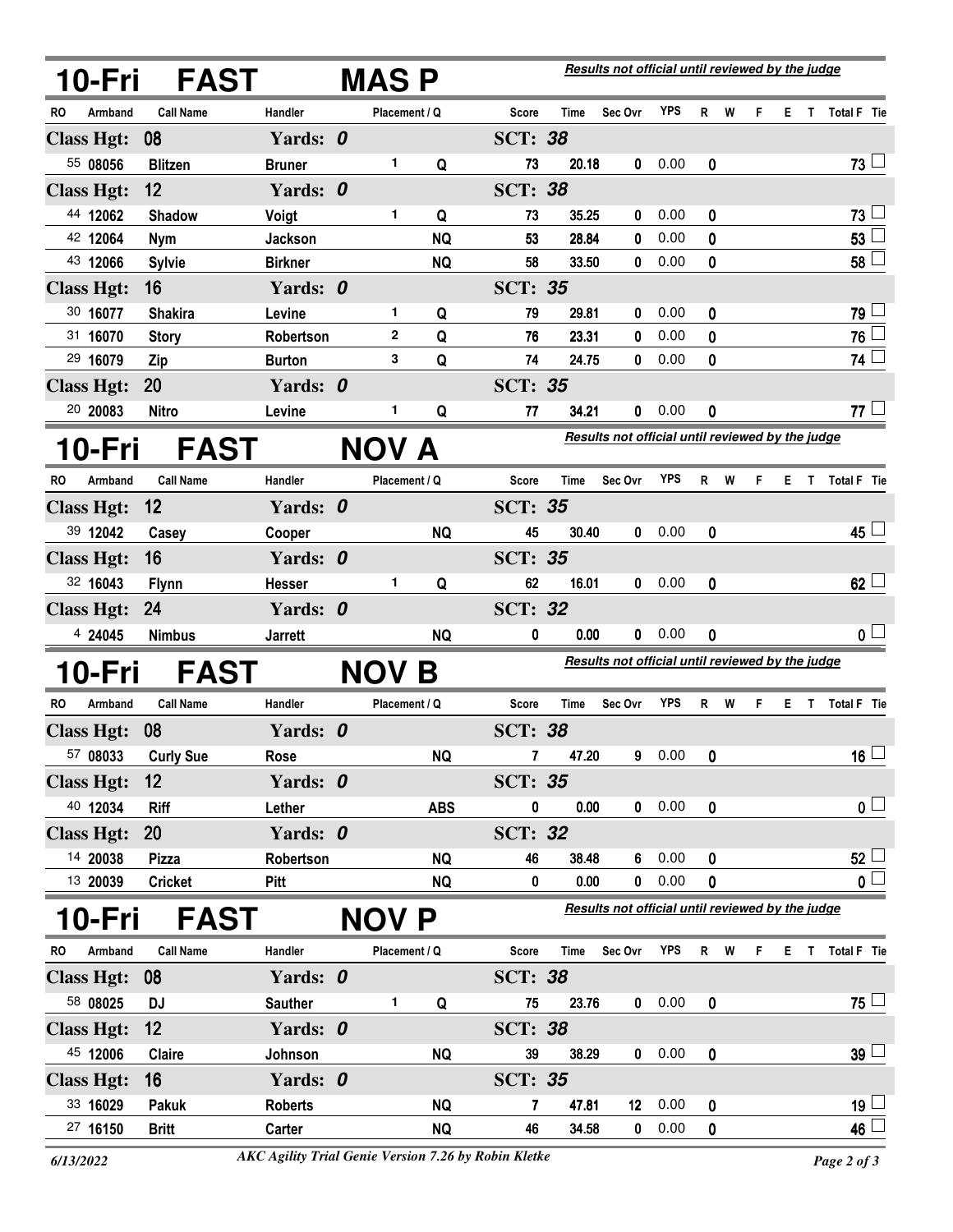## 10-Fri FAST MAS P

*Results not official until reviewed by the judge*

| RO | Armband | Call Name | Handler | Placement / Q | | Score | Time | Sec Ovr | YPS | R | W | F | E | T | Total F | Tie |
|---|---|---|---|---|---|---|---|---|---|---|---|---|---|---|---|---|
| **Class Hgt: 08** | | | **Yards: 0** | | | **SCT: 38** | | | | | | | | | | |
| 55 | 08056 | Blitzen | Bruner | 1 | Q | 73 | 20.18 | 0 | 0.00 | 0 | | | | | 73 | ☐ |
| **Class Hgt: 12** | | | **Yards: 0** | | | **SCT: 38** | | | | | | | | | | |
| 44 | 12062 | Shadow | Voigt | 1 | Q | 73 | 35.25 | 0 | 0.00 | 0 | | | | | 73 | ☐ |
| 42 | 12064 | Nym | Jackson | | NQ | 53 | 28.84 | 0 | 0.00 | 0 | | | | | 53 | ☐ |
| 43 | 12066 | Sylvie | Birkner | | NQ | 58 | 33.50 | 0 | 0.00 | 0 | | | | | 58 | ☐ |
| **Class Hgt: 16** | | | **Yards: 0** | | | **SCT: 35** | | | | | | | | | | |
| 30 | 16077 | Shakira | Levine | 1 | Q | 79 | 29.81 | 0 | 0.00 | 0 | | | | | 79 | ☐ |
| 31 | 16070 | Story | Robertson | 2 | Q | 76 | 23.31 | 0 | 0.00 | 0 | | | | | 76 | ☐ |
| 29 | 16079 | Zip | Burton | 3 | Q | 74 | 24.75 | 0 | 0.00 | 0 | | | | | 74 | ☐ |
| **Class Hgt: 20** | | | **Yards: 0** | | | **SCT: 35** | | | | | | | | | | |
| 20 | 20083 | Nitro | Levine | 1 | Q | 77 | 34.21 | 0 | 0.00 | 0 | | | | | 77 | ☐ |

## 10-Fri FAST NOV A

*Results not official until reviewed by the judge*

| RO | Armband | Call Name | Handler | Placement / Q | | Score | Time | Sec Ovr | YPS | R | W | F | E | T | Total F | Tie |
|---|---|---|---|---|---|---|---|---|---|---|---|---|---|---|---|---|
| **Class Hgt: 12** | | | **Yards: 0** | | | **SCT: 35** | | | | | | | | | | |
| 39 | 12042 | Casey | Cooper | | NQ | 45 | 30.40 | 0 | 0.00 | 0 | | | | | 45 | ☐ |
| **Class Hgt: 16** | | | **Yards: 0** | | | **SCT: 35** | | | | | | | | | | |
| 32 | 16043 | Flynn | Hesser | 1 | Q | 62 | 16.01 | 0 | 0.00 | 0 | | | | | 62 | ☐ |
| **Class Hgt: 24** | | | **Yards: 0** | | | **SCT: 32** | | | | | | | | | | |
| 4 | 24045 | Nimbus | Jarrett | | NQ | 0 | 0.00 | 0 | 0.00 | 0 | | | | | 0 | ☐ |

## 10-Fri FAST NOV B

*Results not official until reviewed by the judge*

| RO | Armband | Call Name | Handler | Placement / Q | | Score | Time | Sec Ovr | YPS | R | W | F | E | T | Total F | Tie |
|---|---|---|---|---|---|---|---|---|---|---|---|---|---|---|---|---|
| **Class Hgt: 08** | | | **Yards: 0** | | | **SCT: 38** | | | | | | | | | | |
| 57 | 08033 | Curly Sue | Rose | | NQ | 7 | 47.20 | 9 | 0.00 | 0 | | | | | 16 | ☐ |
| **Class Hgt: 12** | | | **Yards: 0** | | | **SCT: 35** | | | | | | | | | | |
| 40 | 12034 | Riff | Lether | | ABS | 0 | 0.00 | 0 | 0.00 | 0 | | | | | 0 | ☐ |
| **Class Hgt: 20** | | | **Yards: 0** | | | **SCT: 32** | | | | | | | | | | |
| 14 | 20038 | Pizza | Robertson | | NQ | 46 | 38.48 | 6 | 0.00 | 0 | | | | | 52 | ☐ |
| 13 | 20039 | Cricket | Pitt | | NQ | 0 | 0.00 | 0 | 0.00 | 0 | | | | | 0 | ☐ |

## 10-Fri FAST NOV P

*Results not official until reviewed by the judge*

| RO | Armband | Call Name | Handler | Placement / Q | | Score | Time | Sec Ovr | YPS | R | W | F | E | T | Total F | Tie |
|---|---|---|---|---|---|---|---|---|---|---|---|---|---|---|---|---|
| **Class Hgt: 08** | | | **Yards: 0** | | | **SCT: 38** | | | | | | | | | | |
| 58 | 08025 | DJ | Sauther | 1 | Q | 75 | 23.76 | 0 | 0.00 | 0 | | | | | 75 | ☐ |
| **Class Hgt: 12** | | | **Yards: 0** | | | **SCT: 38** | | | | | | | | | | |
| 45 | 12006 | Claire | Johnson | | NQ | 39 | 38.29 | 0 | 0.00 | 0 | | | | | 39 | ☐ |
| **Class Hgt: 16** | | | **Yards: 0** | | | **SCT: 35** | | | | | | | | | | |
| 33 | 16029 | Pakuk | Roberts | | NQ | 7 | 47.81 | 12 | 0.00 | 0 | | | | | 19 | ☐ |
| 27 | 16150 | Britt | Carter | | NQ | 46 | 34.58 | 0 | 0.00 | 0 | | | | | 46 | ☐ |

6/13/2022 — *AKC Agility Trial Genie Version 7.26 by Robin Kletke*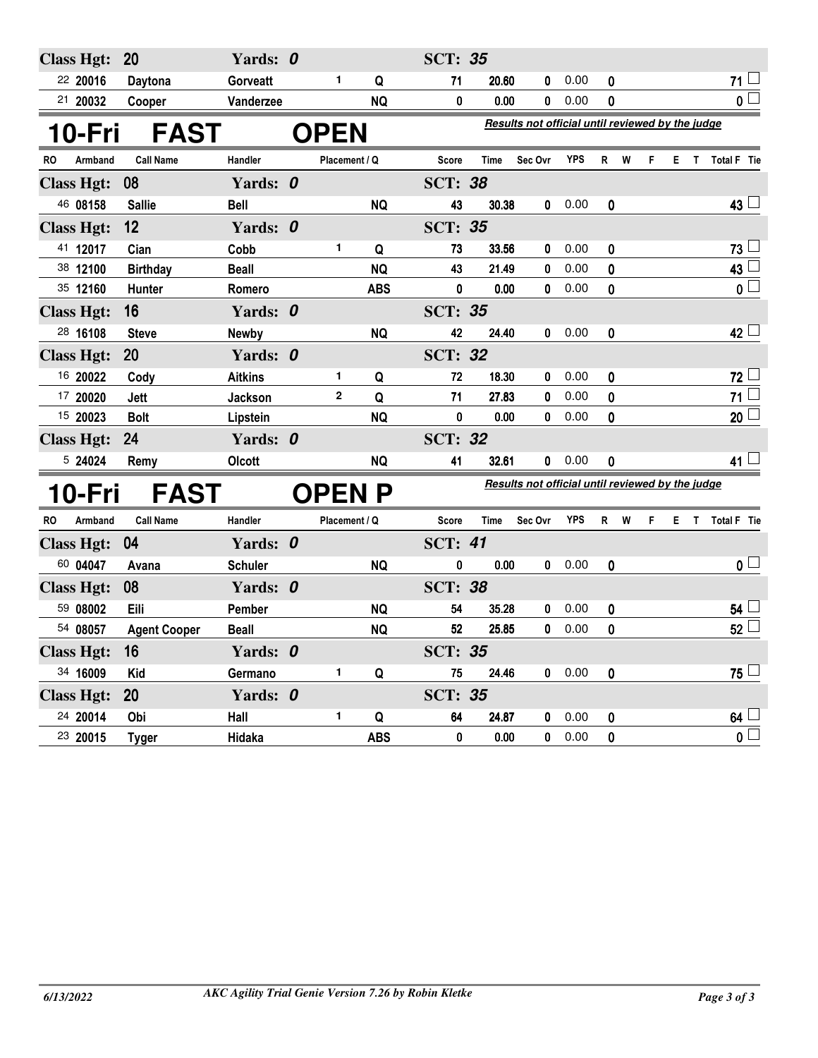| RO | Armband | Call Name | Handler | Placement | Q | Score | Time | Sec Ovr | YPS | R | W | F | E | T | Total F | Tie |
|---|---|---|---|---|---|---|---|---|---|---|---|---|---|---|---|---|
| **Class Hgt: 20** | | | **Yards: 0** | | | **SCT: 35** | | | | | | | | | | |
| 22 | 20016 | Daytona | Gorveatt | 1 | Q | 71 | 20.60 | 0 | 0.00 | 0 | | | | | 71 | ☐ |
| 21 | 20032 | Cooper | Vanderzee | | NQ | 0 | 0.00 | 0 | 0.00 | 0 | | | | | 0 | ☐ |

# 10-Fri FAST OPEN

*Results not official until reviewed by the judge*

| RO | Armband | Call Name | Handler | Placement | Q | Score | Time | Sec Ovr | YPS | R | W | F | E | T | Total F | Tie |
|---|---|---|---|---|---|---|---|---|---|---|---|---|---|---|---|---|
| **Class Hgt: 08** | | | **Yards: 0** | | | **SCT: 38** | | | | | | | | | | |
| 46 | 08158 | Sallie | Bell | | NQ | 43 | 30.38 | 0 | 0.00 | 0 | | | | | 43 | ☐ |
| **Class Hgt: 12** | | | **Yards: 0** | | | **SCT: 35** | | | | | | | | | | |
| 41 | 12017 | Cian | Cobb | 1 | Q | 73 | 33.56 | 0 | 0.00 | 0 | | | | | 73 | ☐ |
| 38 | 12100 | Birthday | Beall | | NQ | 43 | 21.49 | 0 | 0.00 | 0 | | | | | 43 | ☐ |
| 35 | 12160 | Hunter | Romero | | ABS | 0 | 0.00 | 0 | 0.00 | 0 | | | | | 0 | ☐ |
| **Class Hgt: 16** | | | **Yards: 0** | | | **SCT: 35** | | | | | | | | | | |
| 28 | 16108 | Steve | Newby | | NQ | 42 | 24.40 | 0 | 0.00 | 0 | | | | | 42 | ☐ |
| **Class Hgt: 20** | | | **Yards: 0** | | | **SCT: 32** | | | | | | | | | | |
| 16 | 20022 | Cody | Aitkins | 1 | Q | 72 | 18.30 | 0 | 0.00 | 0 | | | | | 72 | ☐ |
| 17 | 20020 | Jett | Jackson | 2 | Q | 71 | 27.83 | 0 | 0.00 | 0 | | | | | 71 | ☐ |
| 15 | 20023 | Bolt | Lipstein | | NQ | 0 | 0.00 | 0 | 0.00 | 0 | | | | | 20 | ☐ |
| **Class Hgt: 24** | | | **Yards: 0** | | | **SCT: 32** | | | | | | | | | | |
| 5 | 24024 | Remy | Olcott | | NQ | 41 | 32.61 | 0 | 0.00 | 0 | | | | | 41 | ☐ |

# 10-Fri FAST OPEN P

*Results not official until reviewed by the judge*

| RO | Armband | Call Name | Handler | Placement | Q | Score | Time | Sec Ovr | YPS | R | W | F | E | T | Total F | Tie |
|---|---|---|---|---|---|---|---|---|---|---|---|---|---|---|---|---|
| **Class Hgt: 04** | | | **Yards: 0** | | | **SCT: 41** | | | | | | | | | | |
| 60 | 04047 | Avana | Schuler | | NQ | 0 | 0.00 | 0 | 0.00 | 0 | | | | | 0 | ☐ |
| **Class Hgt: 08** | | | **Yards: 0** | | | **SCT: 38** | | | | | | | | | | |
| 59 | 08002 | Eili | Pember | | NQ | 54 | 35.28 | 0 | 0.00 | 0 | | | | | 54 | ☐ |
| 54 | 08057 | Agent Cooper | Beall | | NQ | 52 | 25.85 | 0 | 0.00 | 0 | | | | | 52 | ☐ |
| **Class Hgt: 16** | | | **Yards: 0** | | | **SCT: 35** | | | | | | | | | | |
| 34 | 16009 | Kid | Germano | 1 | Q | 75 | 24.46 | 0 | 0.00 | 0 | | | | | 75 | ☐ |
| **Class Hgt: 20** | | | **Yards: 0** | | | **SCT: 35** | | | | | | | | | | |
| 24 | 20014 | Obi | Hall | 1 | Q | 64 | 24.87 | 0 | 0.00 | 0 | | | | | 64 | ☐ |
| 23 | 20015 | Tyger | Hidaka | | ABS | 0 | 0.00 | 0 | 0.00 | 0 | | | | | 0 | ☐ |

6/13/2022 — AKC Agility Trial Genie Version 7.26 by Robin Kletke